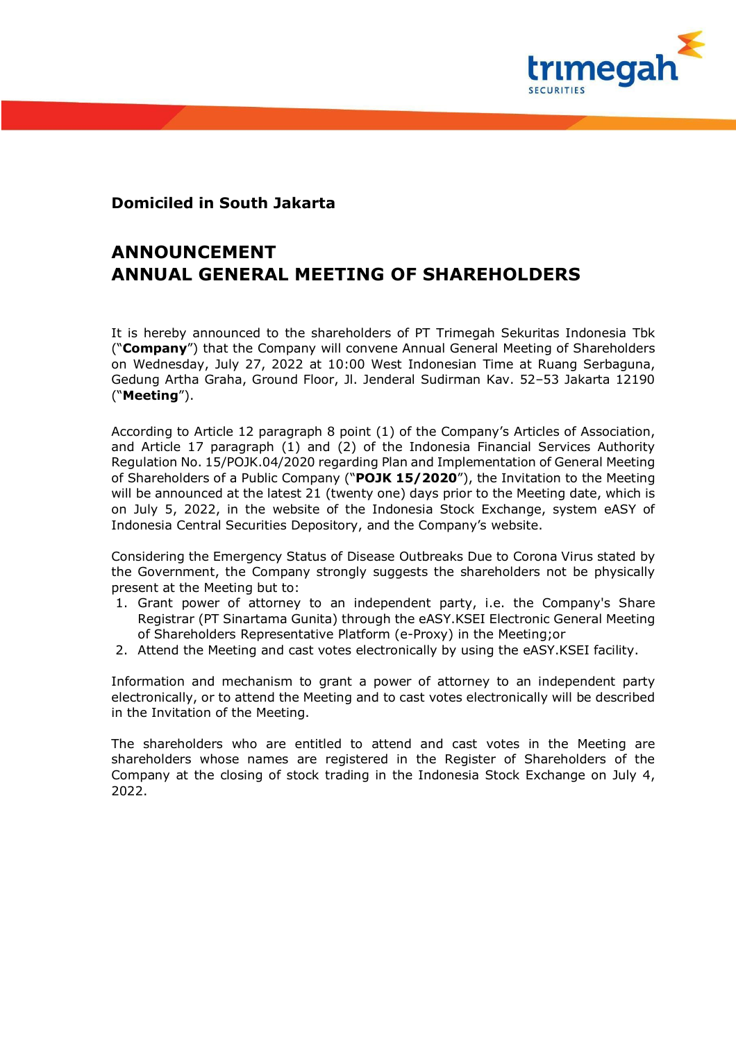**Domiciled in South Jakarta**

# ANNOUNCEMENT
# ANNUAL GENERAL MEETING OF SHAREHOLDERS

It is hereby announced to the shareholders of PT Trimegah Sekuritas Indonesia Tbk ("**Company**") that the Company will convene Annual General Meeting of Shareholders on Wednesday, July 27, 2022 at 10:00 West Indonesian Time at Ruang Serbaguna, Gedung Artha Graha, Ground Floor, Jl. Jenderal Sudirman Kav. 52–53 Jakarta 12190 ("**Meeting**").

According to Article 12 paragraph 8 point (1) of the Company's Articles of Association, and Article 17 paragraph (1) and (2) of the Indonesia Financial Services Authority Regulation No. 15/POJK.04/2020 regarding Plan and Implementation of General Meeting of Shareholders of a Public Company ("**POJK 15/2020**"), the Invitation to the Meeting will be announced at the latest 21 (twenty one) days prior to the Meeting date, which is on July 5, 2022, in the website of the Indonesia Stock Exchange, system eASY of Indonesia Central Securities Depository, and the Company's website.

Considering the Emergency Status of Disease Outbreaks Due to Corona Virus stated by the Government, the Company strongly suggests the shareholders not be physically present at the Meeting but to:

1. Grant power of attorney to an independent party, i.e. the Company's Share Registrar (PT Sinartama Gunita) through the eASY.KSEI Electronic General Meeting of Shareholders Representative Platform (e-Proxy) in the Meeting;or
2. Attend the Meeting and cast votes electronically by using the eASY.KSEI facility.

Information and mechanism to grant a power of attorney to an independent party electronically, or to attend the Meeting and to cast votes electronically will be described in the Invitation of the Meeting.

The shareholders who are entitled to attend and cast votes in the Meeting are shareholders whose names are registered in the Register of Shareholders of the Company at the closing of stock trading in the Indonesia Stock Exchange on July 4, 2022.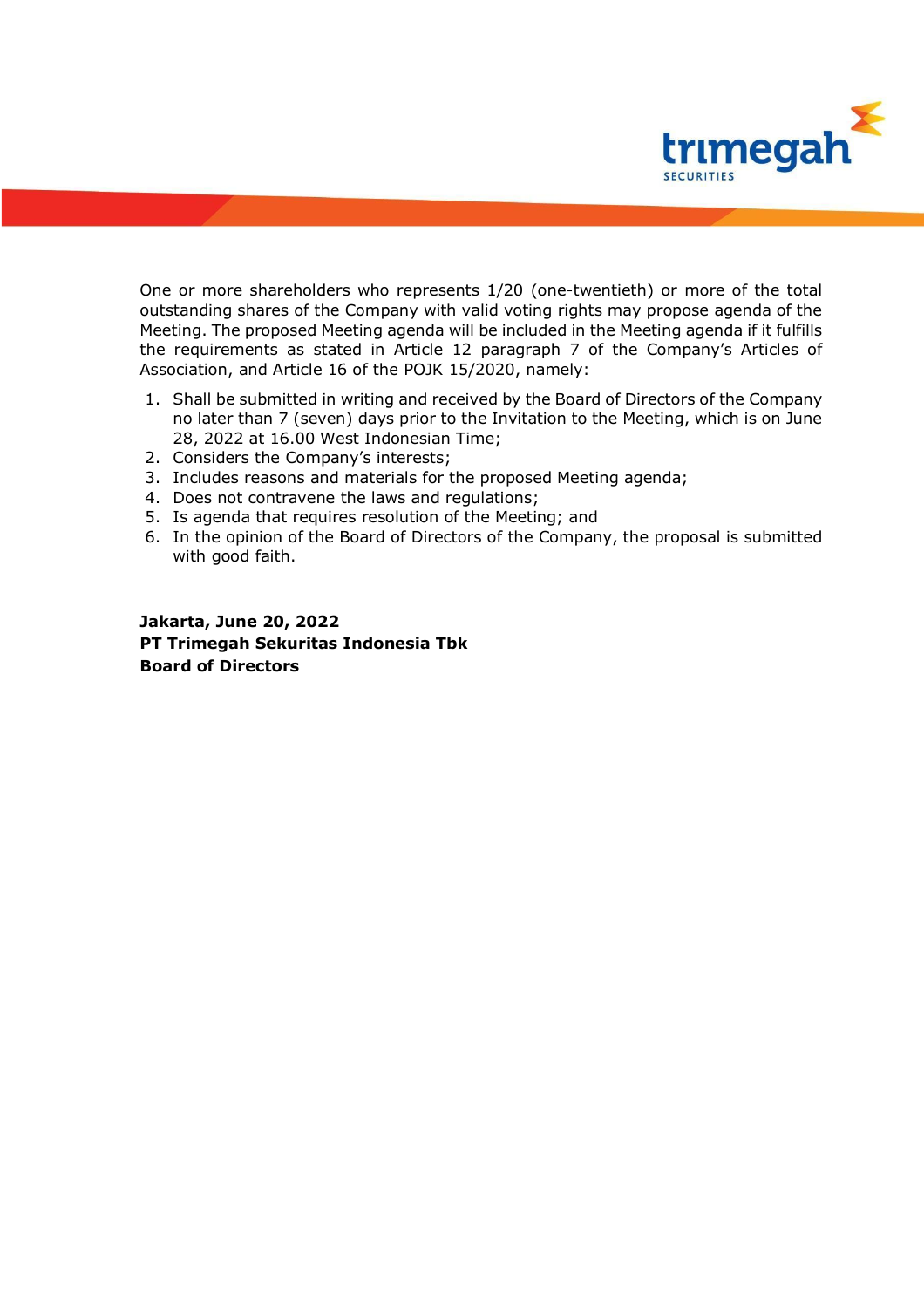One or more shareholders who represents 1/20 (one-twentieth) or more of the total outstanding shares of the Company with valid voting rights may propose agenda of the Meeting. The proposed Meeting agenda will be included in the Meeting agenda if it fulfills the requirements as stated in Article 12 paragraph 7 of the Company's Articles of Association, and Article 16 of the POJK 15/2020, namely:

1. Shall be submitted in writing and received by the Board of Directors of the Company no later than 7 (seven) days prior to the Invitation to the Meeting, which is on June 28, 2022 at 16.00 West Indonesian Time;
2. Considers the Company's interests;
3. Includes reasons and materials for the proposed Meeting agenda;
4. Does not contravene the laws and regulations;
5. Is agenda that requires resolution of the Meeting; and
6. In the opinion of the Board of Directors of the Company, the proposal is submitted with good faith.

**Jakarta, June 20, 2022**
**PT Trimegah Sekuritas Indonesia Tbk**
**Board of Directors**